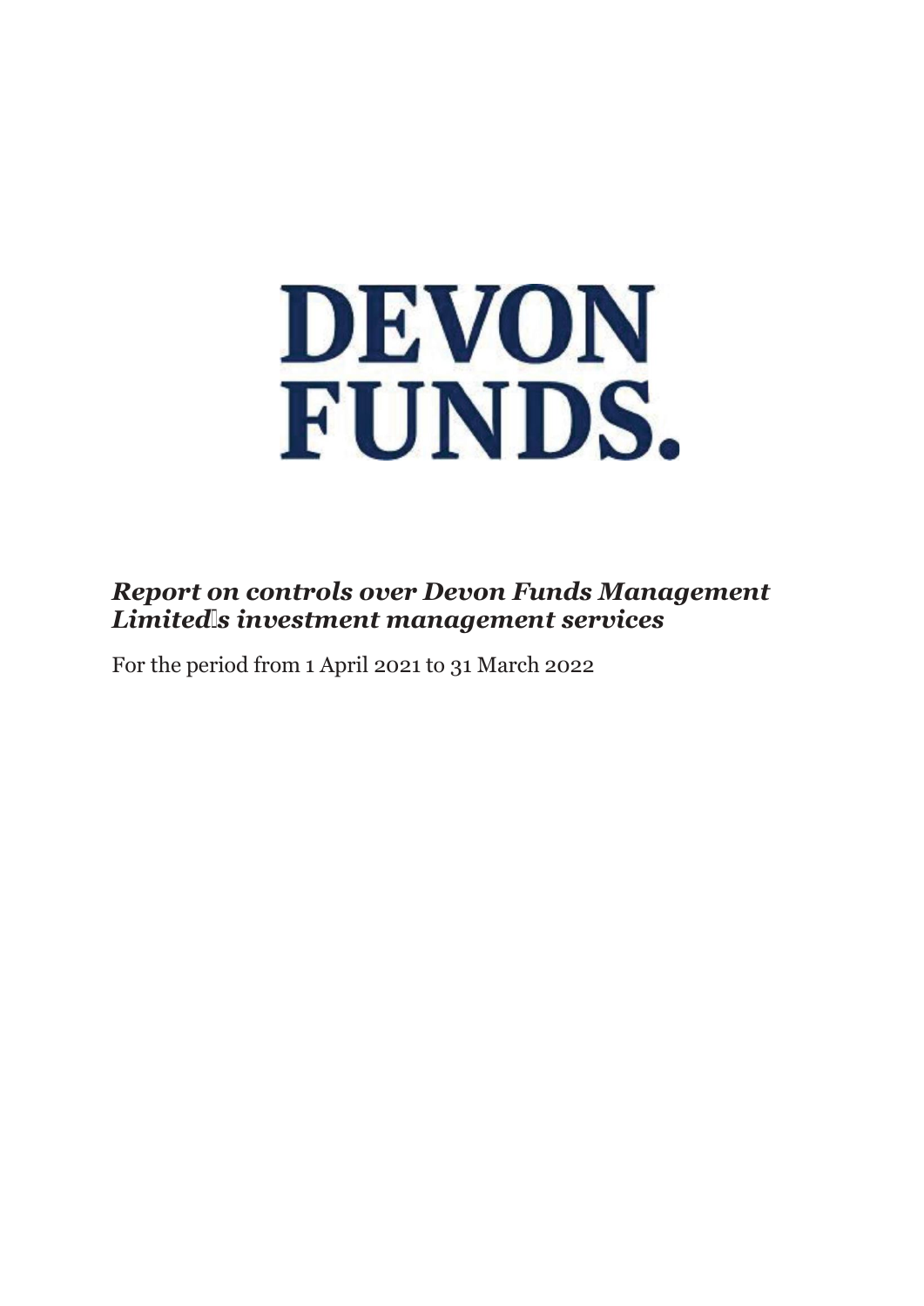# DEVON FUNDS.

***Report on controls over Devon Funds Management Limited's investment management services***

For the period from 1 April 2021 to 31 March 2022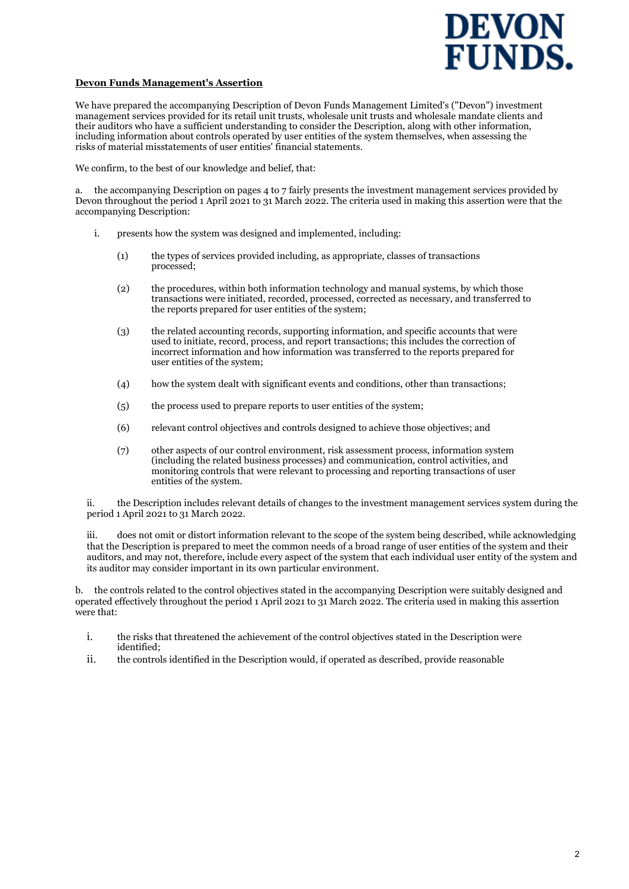DEVON FUNDS.

**Devon Funds Management's Assertion**

We have prepared the accompanying Description of Devon Funds Management Limited's ("Devon") investment management services provided for its retail unit trusts, wholesale unit trusts and wholesale mandate clients and their auditors who have a sufficient understanding to consider the Description, along with other information, including information about controls operated by user entities of the system themselves, when assessing the risks of material misstatements of user entities' financial statements.

We confirm, to the best of our knowledge and belief, that:

a. the accompanying Description on pages 4 to 7 fairly presents the investment management services provided by Devon throughout the period 1 April 2021 to 31 March 2022. The criteria used in making this assertion were that the accompanying Description:

i. presents how the system was designed and implemented, including:

(1) the types of services provided including, as appropriate, classes of transactions processed;

(2) the procedures, within both information technology and manual systems, by which those transactions were initiated, recorded, processed, corrected as necessary, and transferred to the reports prepared for user entities of the system;

(3) the related accounting records, supporting information, and specific accounts that were used to initiate, record, process, and report transactions; this includes the correction of incorrect information and how information was transferred to the reports prepared for user entities of the system;

(4) how the system dealt with significant events and conditions, other than transactions;

(5) the process used to prepare reports to user entities of the system;

(6) relevant control objectives and controls designed to achieve those objectives; and

(7) other aspects of our control environment, risk assessment process, information system (including the related business processes) and communication, control activities, and monitoring controls that were relevant to processing and reporting transactions of user entities of the system.

ii. the Description includes relevant details of changes to the investment management services system during the period 1 April 2021 to 31 March 2022.

iii. does not omit or distort information relevant to the scope of the system being described, while acknowledging that the Description is prepared to meet the common needs of a broad range of user entities of the system and their auditors, and may not, therefore, include every aspect of the system that each individual user entity of the system and its auditor may consider important in its own particular environment.

b. the controls related to the control objectives stated in the accompanying Description were suitably designed and operated effectively throughout the period 1 April 2021 to 31 March 2022. The criteria used in making this assertion were that:

i. the risks that threatened the achievement of the control objectives stated in the Description were identified;

ii. the controls identified in the Description would, if operated as described, provide reasonable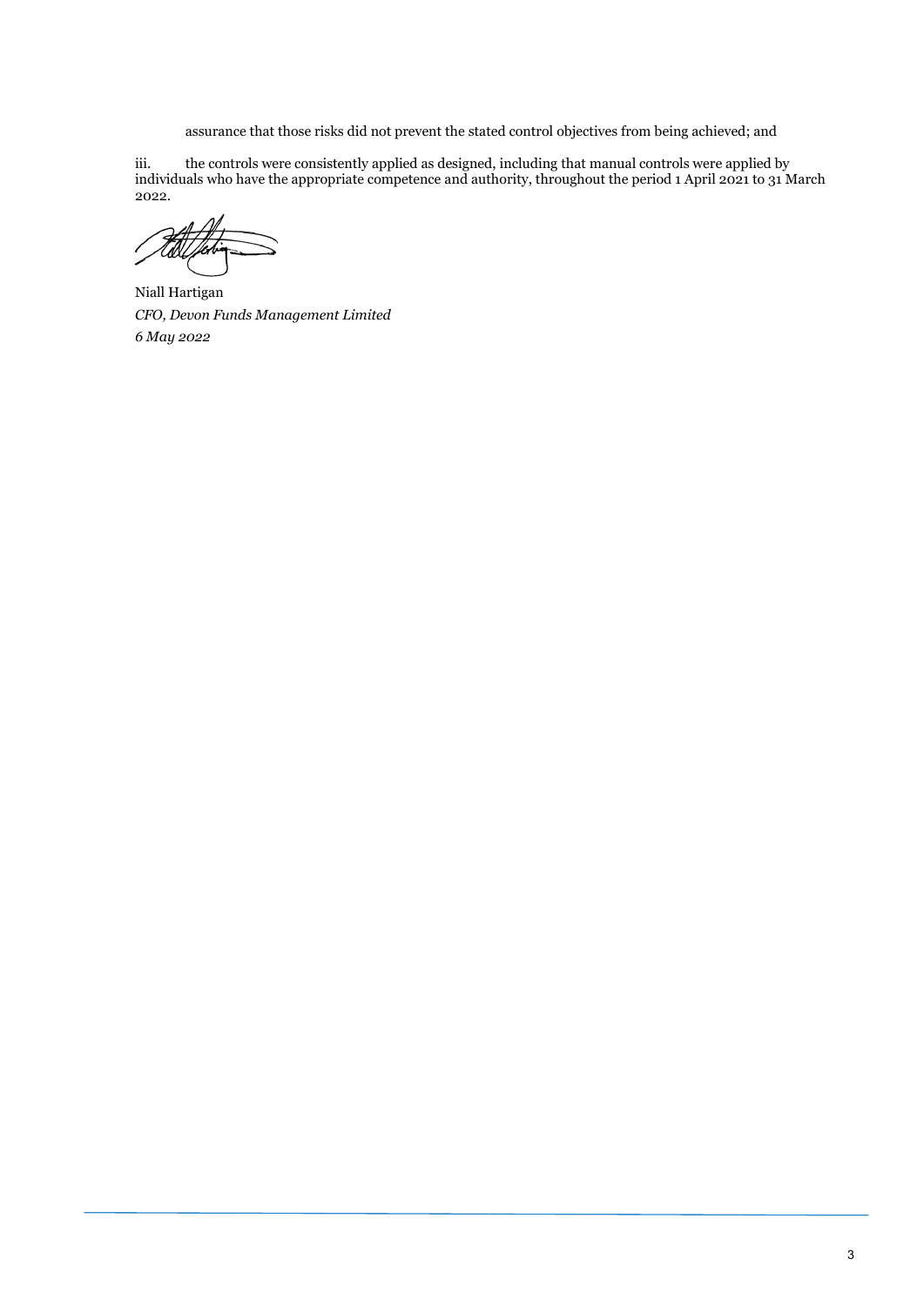assurance that those risks did not prevent the stated control objectives from being achieved; and

iii. the controls were consistently applied as designed, including that manual controls were applied by individuals who have the appropriate competence and authority, throughout the period 1 April 2021 to 31 March 2022.

Niall Hartigan
*CFO, Devon Funds Management Limited*
*6 May 2022*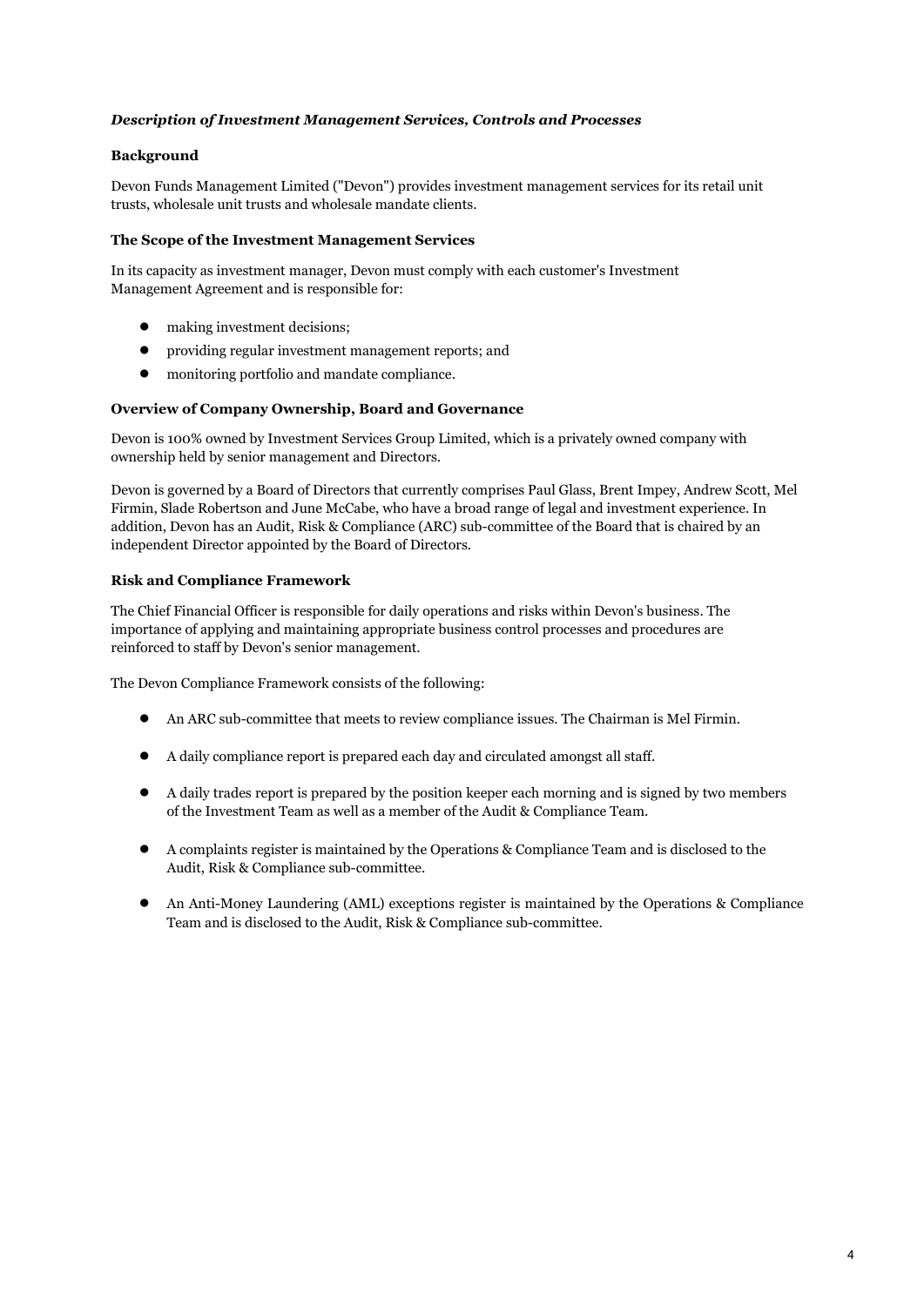***Description of Investment Management Services, Controls and Processes***

**Background**

Devon Funds Management Limited ("Devon") provides investment management services for its retail unit trusts, wholesale unit trusts and wholesale mandate clients.

**The Scope of the Investment Management Services**

In its capacity as investment manager, Devon must comply with each customer's Investment Management Agreement and is responsible for:

- making investment decisions;
- providing regular investment management reports; and
- monitoring portfolio and mandate compliance.

**Overview of Company Ownership, Board and Governance**

Devon is 100% owned by Investment Services Group Limited, which is a privately owned company with ownership held by senior management and Directors.

Devon is governed by a Board of Directors that currently comprises Paul Glass, Brent Impey, Andrew Scott, Mel Firmin, Slade Robertson and June McCabe, who have a broad range of legal and investment experience. In addition, Devon has an Audit, Risk & Compliance (ARC) sub-committee of the Board that is chaired by an independent Director appointed by the Board of Directors.

**Risk and Compliance Framework**

The Chief Financial Officer is responsible for daily operations and risks within Devon's business. The importance of applying and maintaining appropriate business control processes and procedures are reinforced to staff by Devon's senior management.

The Devon Compliance Framework consists of the following:

- An ARC sub-committee that meets to review compliance issues. The Chairman is Mel Firmin.
- A daily compliance report is prepared each day and circulated amongst all staff.
- A daily trades report is prepared by the position keeper each morning and is signed by two members of the Investment Team as well as a member of the Audit & Compliance Team.
- A complaints register is maintained by the Operations & Compliance Team and is disclosed to the Audit, Risk & Compliance sub-committee.
- An Anti-Money Laundering (AML) exceptions register is maintained by the Operations & Compliance Team and is disclosed to the Audit, Risk & Compliance sub-committee.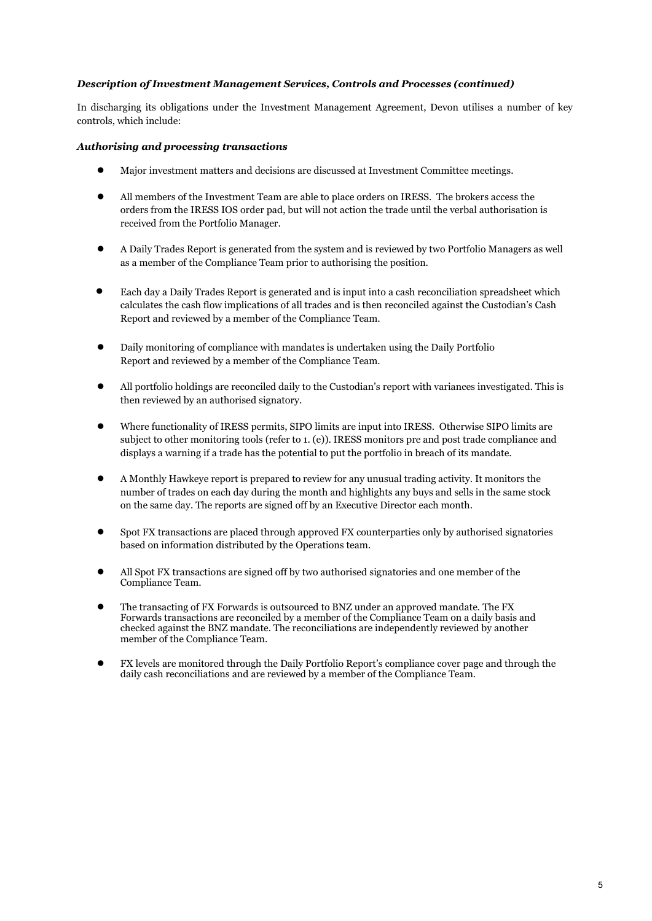***Description of Investment Management Services, Controls and Processes (continued)***

In discharging its obligations under the Investment Management Agreement, Devon utilises a number of key controls, which include:

***Authorising and processing transactions***

- Major investment matters and decisions are discussed at Investment Committee meetings.
- All members of the Investment Team are able to place orders on IRESS. The brokers access the orders from the IRESS IOS order pad, but will not action the trade until the verbal authorisation is received from the Portfolio Manager.
- A Daily Trades Report is generated from the system and is reviewed by two Portfolio Managers as well as a member of the Compliance Team prior to authorising the position.
- Each day a Daily Trades Report is generated and is input into a cash reconciliation spreadsheet which calculates the cash flow implications of all trades and is then reconciled against the Custodian's Cash Report and reviewed by a member of the Compliance Team.
- Daily monitoring of compliance with mandates is undertaken using the Daily Portfolio Report and reviewed by a member of the Compliance Team.
- All portfolio holdings are reconciled daily to the Custodian's report with variances investigated. This is then reviewed by an authorised signatory.
- Where functionality of IRESS permits, SIPO limits are input into IRESS. Otherwise SIPO limits are subject to other monitoring tools (refer to 1. (e)). IRESS monitors pre and post trade compliance and displays a warning if a trade has the potential to put the portfolio in breach of its mandate.
- A Monthly Hawkeye report is prepared to review for any unusual trading activity. It monitors the number of trades on each day during the month and highlights any buys and sells in the same stock on the same day. The reports are signed off by an Executive Director each month.
- Spot FX transactions are placed through approved FX counterparties only by authorised signatories based on information distributed by the Operations team.
- All Spot FX transactions are signed off by two authorised signatories and one member of the Compliance Team.
- The transacting of FX Forwards is outsourced to BNZ under an approved mandate. The FX Forwards transactions are reconciled by a member of the Compliance Team on a daily basis and checked against the BNZ mandate. The reconciliations are independently reviewed by another member of the Compliance Team.
- FX levels are monitored through the Daily Portfolio Report's compliance cover page and through the daily cash reconciliations and are reviewed by a member of the Compliance Team.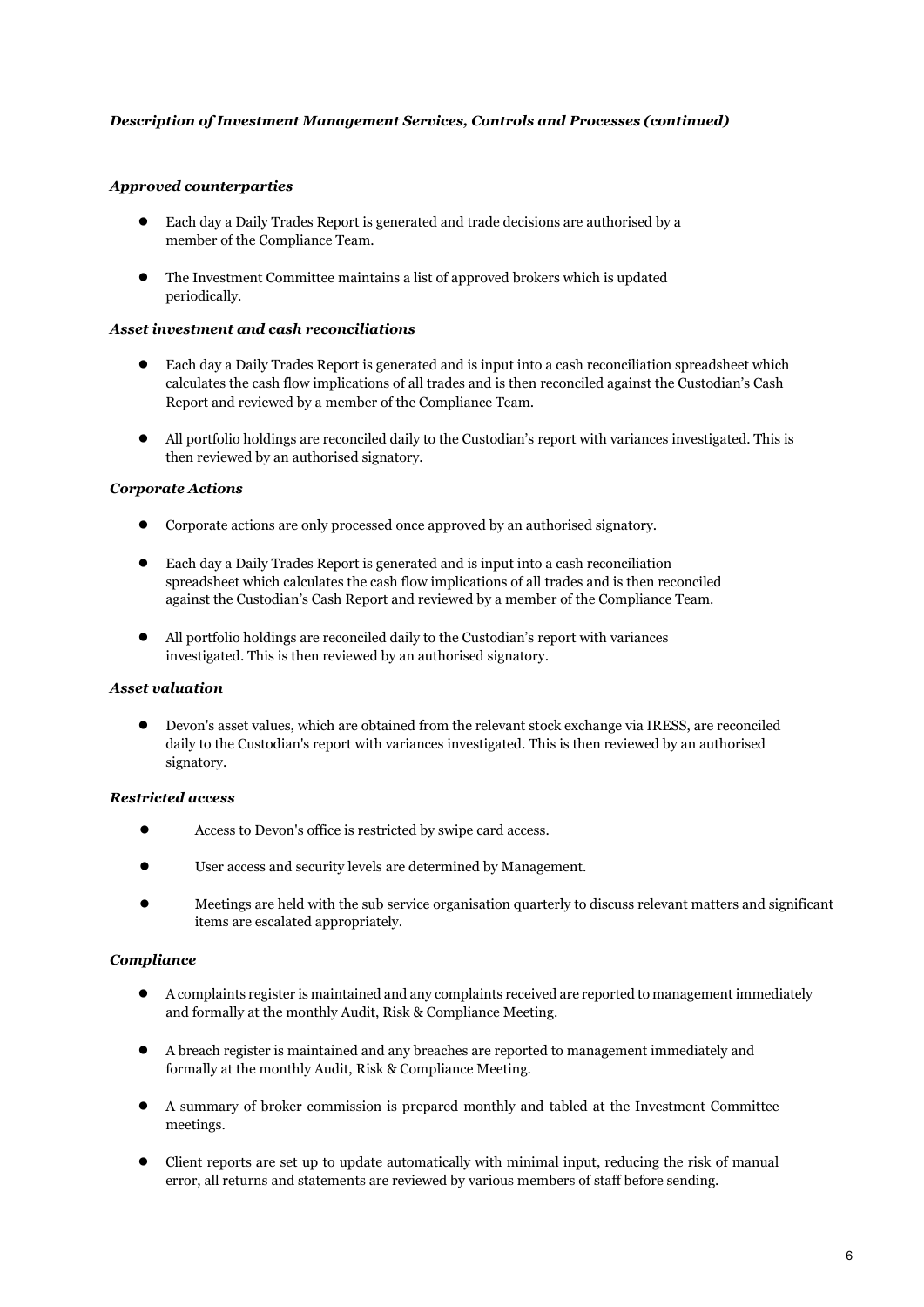***Description of Investment Management Services, Controls and Processes (continued)***

***Approved counterparties***

- Each day a Daily Trades Report is generated and trade decisions are authorised by a member of the Compliance Team.
- The Investment Committee maintains a list of approved brokers which is updated periodically.

***Asset investment and cash reconciliations***

- Each day a Daily Trades Report is generated and is input into a cash reconciliation spreadsheet which calculates the cash flow implications of all trades and is then reconciled against the Custodian's Cash Report and reviewed by a member of the Compliance Team.
- All portfolio holdings are reconciled daily to the Custodian's report with variances investigated. This is then reviewed by an authorised signatory.

***Corporate Actions***

- Corporate actions are only processed once approved by an authorised signatory.
- Each day a Daily Trades Report is generated and is input into a cash reconciliation spreadsheet which calculates the cash flow implications of all trades and is then reconciled against the Custodian's Cash Report and reviewed by a member of the Compliance Team.
- All portfolio holdings are reconciled daily to the Custodian's report with variances investigated. This is then reviewed by an authorised signatory.

***Asset valuation***

- Devon's asset values, which are obtained from the relevant stock exchange via IRESS, are reconciled daily to the Custodian's report with variances investigated. This is then reviewed by an authorised signatory.

***Restricted access***

- Access to Devon's office is restricted by swipe card access.
- User access and security levels are determined by Management.
- Meetings are held with the sub service organisation quarterly to discuss relevant matters and significant items are escalated appropriately.

***Compliance***

- A complaints register is maintained and any complaints received are reported to management immediately and formally at the monthly Audit, Risk & Compliance Meeting.
- A breach register is maintained and any breaches are reported to management immediately and formally at the monthly Audit, Risk & Compliance Meeting.
- A summary of broker commission is prepared monthly and tabled at the Investment Committee meetings.
- Client reports are set up to update automatically with minimal input, reducing the risk of manual error, all returns and statements are reviewed by various members of staff before sending.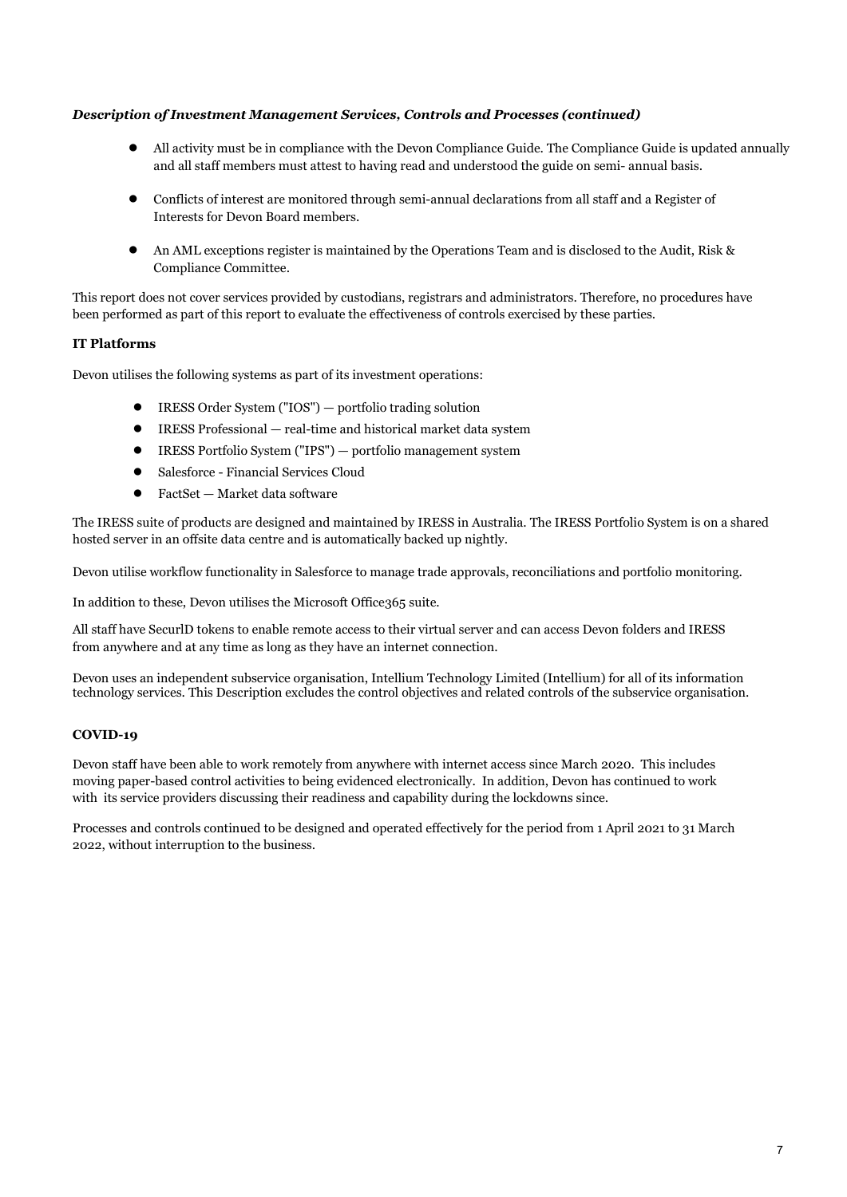***Description of Investment Management Services, Controls and Processes (continued)***

- All activity must be in compliance with the Devon Compliance Guide. The Compliance Guide is updated annually and all staff members must attest to having read and understood the guide on semi- annual basis.
- Conflicts of interest are monitored through semi-annual declarations from all staff and a Register of Interests for Devon Board members.
- An AML exceptions register is maintained by the Operations Team and is disclosed to the Audit, Risk & Compliance Committee.

This report does not cover services provided by custodians, registrars and administrators. Therefore, no procedures have been performed as part of this report to evaluate the effectiveness of controls exercised by these parties.

**IT Platforms**

Devon utilises the following systems as part of its investment operations:

- IRESS Order System ("IOS") — portfolio trading solution
- IRESS Professional — real-time and historical market data system
- IRESS Portfolio System ("IPS") — portfolio management system
- Salesforce - Financial Services Cloud
- FactSet — Market data software

The IRESS suite of products are designed and maintained by IRESS in Australia. The IRESS Portfolio System is on a shared hosted server in an offsite data centre and is automatically backed up nightly.

Devon utilise workflow functionality in Salesforce to manage trade approvals, reconciliations and portfolio monitoring.

In addition to these, Devon utilises the Microsoft Office365 suite.

All staff have SecurID tokens to enable remote access to their virtual server and can access Devon folders and IRESS from anywhere and at any time as long as they have an internet connection.

Devon uses an independent subservice organisation, Intellium Technology Limited (Intellium) for all of its information technology services. This Description excludes the control objectives and related controls of the subservice organisation.

**COVID-19**

Devon staff have been able to work remotely from anywhere with internet access since March 2020. This includes moving paper-based control activities to being evidenced electronically. In addition, Devon has continued to work with its service providers discussing their readiness and capability during the lockdowns since.

Processes and controls continued to be designed and operated effectively for the period from 1 April 2021 to 31 March 2022, without interruption to the business.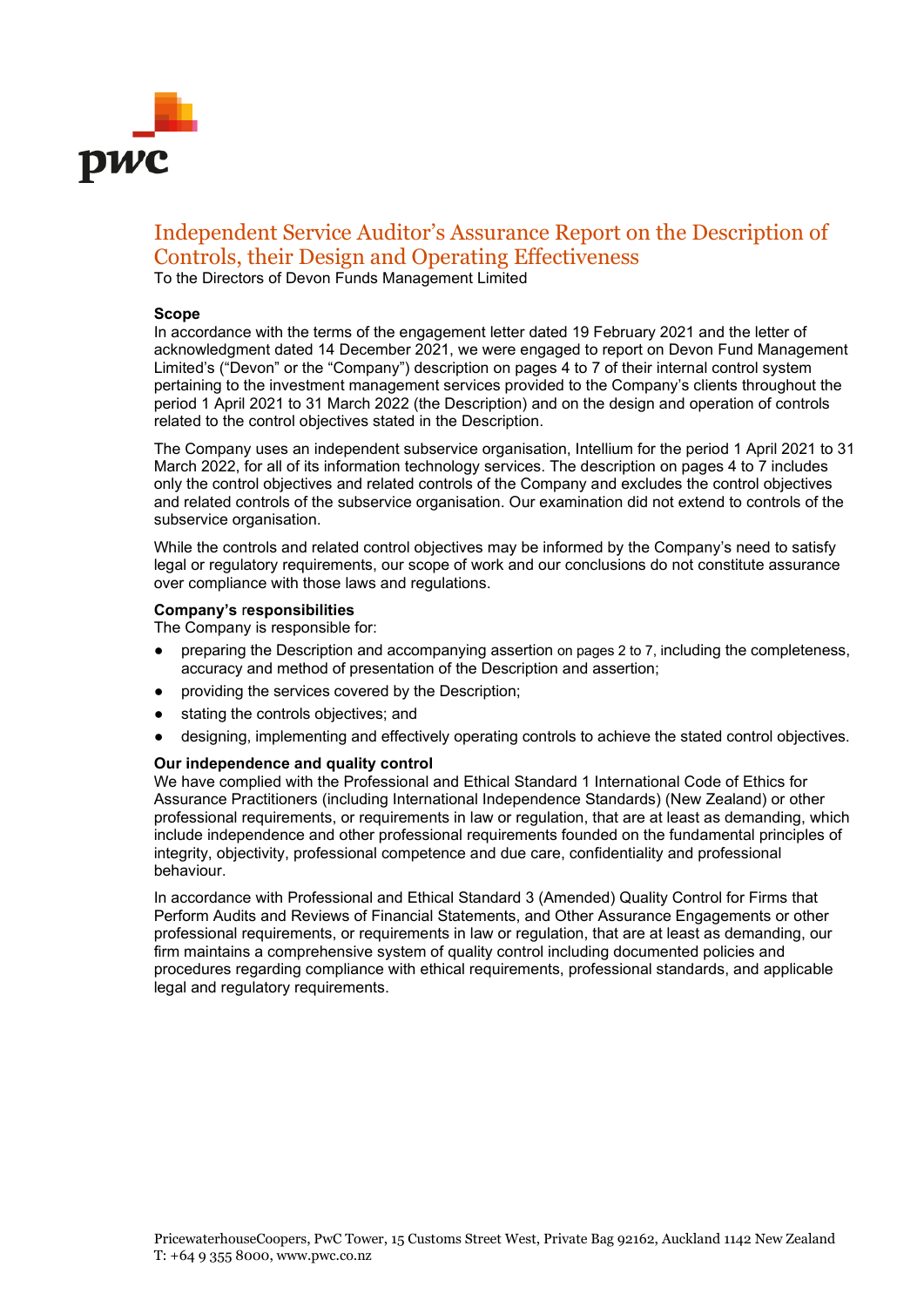# Independent Service Auditor's Assurance Report on the Description of Controls, their Design and Operating Effectiveness

To the Directors of Devon Funds Management Limited

**Scope**

In accordance with the terms of the engagement letter dated 19 February 2021 and the letter of acknowledgment dated 14 December 2021, we were engaged to report on Devon Fund Management Limited's ("Devon" or the "Company") description on pages 4 to 7 of their internal control system pertaining to the investment management services provided to the Company's clients throughout the period 1 April 2021 to 31 March 2022 (the Description) and on the design and operation of controls related to the control objectives stated in the Description.

The Company uses an independent subservice organisation, Intellium for the period 1 April 2021 to 31 March 2022, for all of its information technology services. The description on pages 4 to 7 includes only the control objectives and related controls of the Company and excludes the control objectives and related controls of the subservice organisation. Our examination did not extend to controls of the subservice organisation.

While the controls and related control objectives may be informed by the Company's need to satisfy legal or regulatory requirements, our scope of work and our conclusions do not constitute assurance over compliance with those laws and regulations.

**Company's responsibilities**

The Company is responsible for:

- preparing the Description and accompanying assertion on pages 2 to 7, including the completeness, accuracy and method of presentation of the Description and assertion;
- providing the services covered by the Description;
- stating the controls objectives; and
- designing, implementing and effectively operating controls to achieve the stated control objectives.

**Our independence and quality control**

We have complied with the Professional and Ethical Standard 1 International Code of Ethics for Assurance Practitioners (including International Independence Standards) (New Zealand) or other professional requirements, or requirements in law or regulation, that are at least as demanding, which include independence and other professional requirements founded on the fundamental principles of integrity, objectivity, professional competence and due care, confidentiality and professional behaviour.

In accordance with Professional and Ethical Standard 3 (Amended) Quality Control for Firms that Perform Audits and Reviews of Financial Statements, and Other Assurance Engagements or other professional requirements, or requirements in law or regulation, that are at least as demanding, our firm maintains a comprehensive system of quality control including documented policies and procedures regarding compliance with ethical requirements, professional standards, and applicable legal and regulatory requirements.

PricewaterhouseCoopers, PwC Tower, 15 Customs Street West, Private Bag 92162, Auckland 1142 New Zealand
T: +64 9 355 8000, www.pwc.co.nz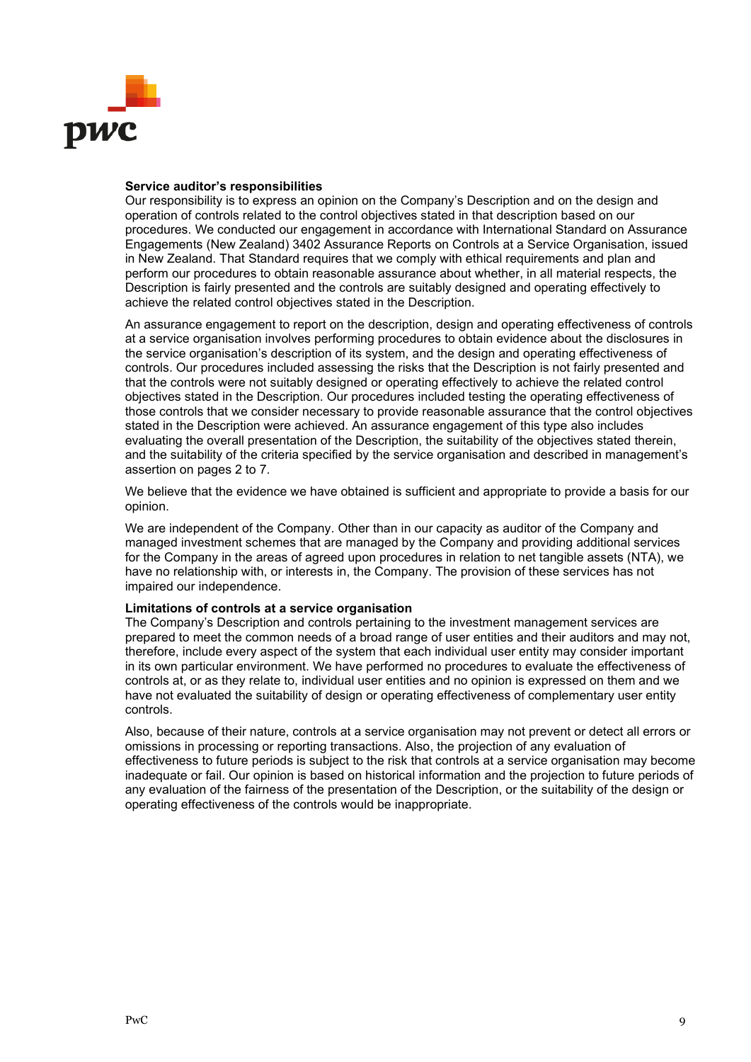**Service auditor's responsibilities**

Our responsibility is to express an opinion on the Company's Description and on the design and operation of controls related to the control objectives stated in that description based on our procedures. We conducted our engagement in accordance with International Standard on Assurance Engagements (New Zealand) 3402 Assurance Reports on Controls at a Service Organisation, issued in New Zealand. That Standard requires that we comply with ethical requirements and plan and perform our procedures to obtain reasonable assurance about whether, in all material respects, the Description is fairly presented and the controls are suitably designed and operating effectively to achieve the related control objectives stated in the Description.

An assurance engagement to report on the description, design and operating effectiveness of controls at a service organisation involves performing procedures to obtain evidence about the disclosures in the service organisation's description of its system, and the design and operating effectiveness of controls. Our procedures included assessing the risks that the Description is not fairly presented and that the controls were not suitably designed or operating effectively to achieve the related control objectives stated in the Description. Our procedures included testing the operating effectiveness of those controls that we consider necessary to provide reasonable assurance that the control objectives stated in the Description were achieved. An assurance engagement of this type also includes evaluating the overall presentation of the Description, the suitability of the objectives stated therein, and the suitability of the criteria specified by the service organisation and described in management's assertion on pages 2 to 7.

We believe that the evidence we have obtained is sufficient and appropriate to provide a basis for our opinion.

We are independent of the Company. Other than in our capacity as auditor of the Company and managed investment schemes that are managed by the Company and providing additional services for the Company in the areas of agreed upon procedures in relation to net tangible assets (NTA), we have no relationship with, or interests in, the Company. The provision of these services has not impaired our independence.

**Limitations of controls at a service organisation**

The Company's Description and controls pertaining to the investment management services are prepared to meet the common needs of a broad range of user entities and their auditors and may not, therefore, include every aspect of the system that each individual user entity may consider important in its own particular environment. We have performed no procedures to evaluate the effectiveness of controls at, or as they relate to, individual user entities and no opinion is expressed on them and we have not evaluated the suitability of design or operating effectiveness of complementary user entity controls.

Also, because of their nature, controls at a service organisation may not prevent or detect all errors or omissions in processing or reporting transactions. Also, the projection of any evaluation of effectiveness to future periods is subject to the risk that controls at a service organisation may become inadequate or fail. Our opinion is based on historical information and the projection to future periods of any evaluation of the fairness of the presentation of the Description, or the suitability of the design or operating effectiveness of the controls would be inappropriate.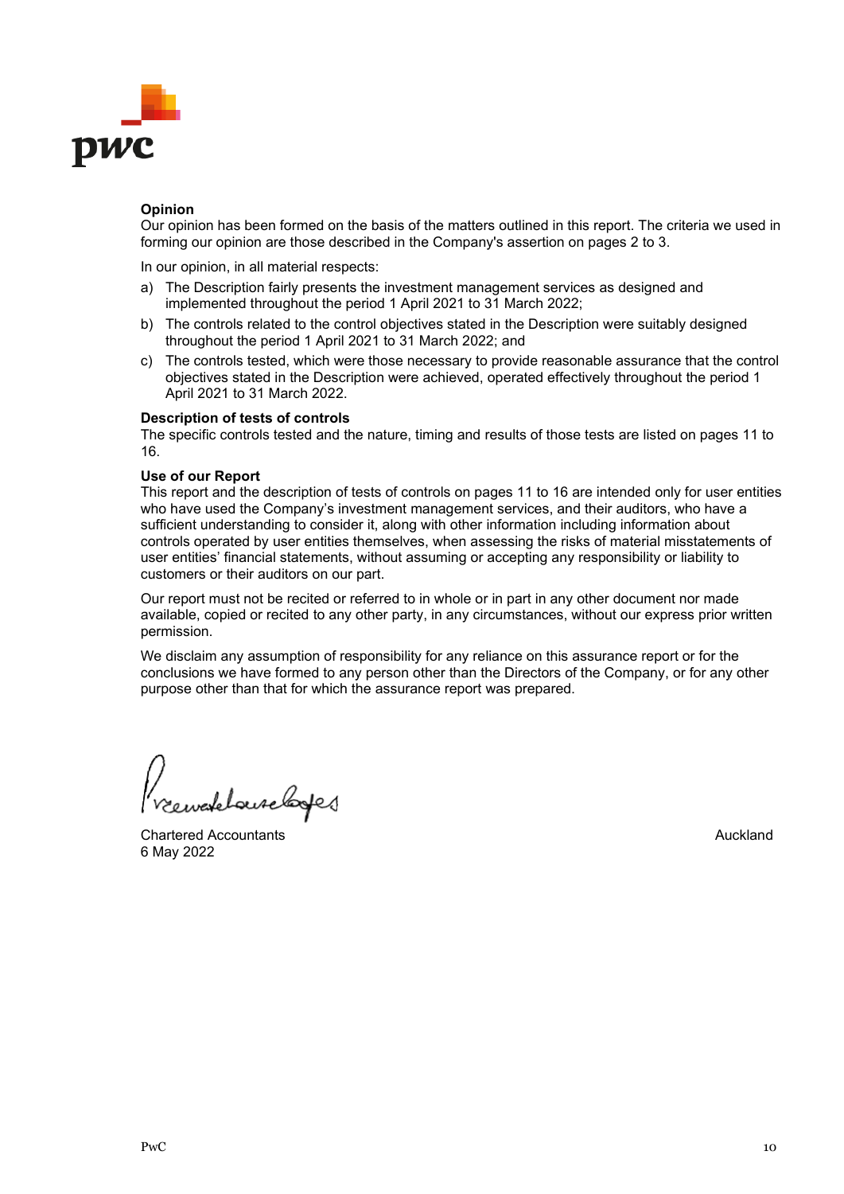**Opinion**

Our opinion has been formed on the basis of the matters outlined in this report. The criteria we used in forming our opinion are those described in the Company's assertion on pages 2 to 3.

In our opinion, in all material respects:

a) The Description fairly presents the investment management services as designed and implemented throughout the period 1 April 2021 to 31 March 2022;

b) The controls related to the control objectives stated in the Description were suitably designed throughout the period 1 April 2021 to 31 March 2022; and

c) The controls tested, which were those necessary to provide reasonable assurance that the control objectives stated in the Description were achieved, operated effectively throughout the period 1 April 2021 to 31 March 2022.

**Description of tests of controls**

The specific controls tested and the nature, timing and results of those tests are listed on pages 11 to 16.

**Use of our Report**

This report and the description of tests of controls on pages 11 to 16 are intended only for user entities who have used the Company's investment management services, and their auditors, who have a sufficient understanding to consider it, along with other information including information about controls operated by user entities themselves, when assessing the risks of material misstatements of user entities' financial statements, without assuming or accepting any responsibility or liability to customers or their auditors on our part.

Our report must not be recited or referred to in whole or in part in any other document nor made available, copied or recited to any other party, in any circumstances, without our express prior written permission.

We disclaim any assumption of responsibility for any reliance on this assurance report or for the conclusions we have formed to any person other than the Directors of the Company, or for any other purpose other than that for which the assurance report was prepared.

PricewaterhouseCoopers

Chartered Accountants
6 May 2022

Auckland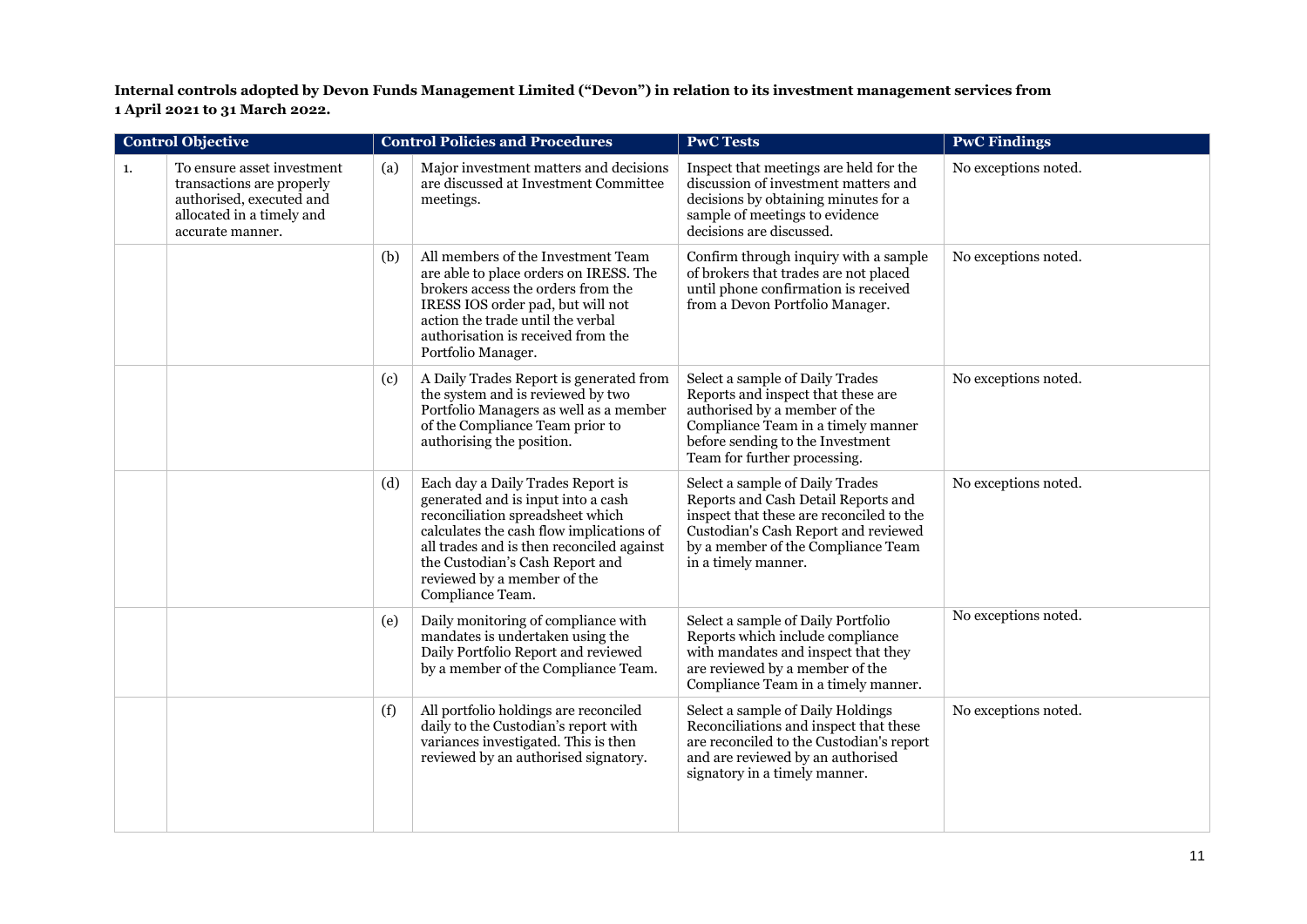**Internal controls adopted by Devon Funds Management Limited ("Devon") in relation to its investment management services from 1 April 2021 to 31 March 2022.**

| Control Objective | | Control Policies and Procedures | | PwC Tests | PwC Findings |
|---|---|---|---|---|---|
| 1. | To ensure asset investment transactions are properly authorised, executed and allocated in a timely and accurate manner. | (a) | Major investment matters and decisions are discussed at Investment Committee meetings. | Inspect that meetings are held for the discussion of investment matters and decisions by obtaining minutes for a sample of meetings to evidence decisions are discussed. | No exceptions noted. |
| | | (b) | All members of the Investment Team are able to place orders on IRESS. The brokers access the orders from the IRESS IOS order pad, but will not action the trade until the verbal authorisation is received from the Portfolio Manager. | Confirm through inquiry with a sample of brokers that trades are not placed until phone confirmation is received from a Devon Portfolio Manager. | No exceptions noted. |
| | | (c) | A Daily Trades Report is generated from the system and is reviewed by two Portfolio Managers as well as a member of the Compliance Team prior to authorising the position. | Select a sample of Daily Trades Reports and inspect that these are authorised by a member of the Compliance Team in a timely manner before sending to the Investment Team for further processing. | No exceptions noted. |
| | | (d) | Each day a Daily Trades Report is generated and is input into a cash reconciliation spreadsheet which calculates the cash flow implications of all trades and is then reconciled against the Custodian's Cash Report and reviewed by a member of the Compliance Team. | Select a sample of Daily Trades Reports and Cash Detail Reports and inspect that these are reconciled to the Custodian's Cash Report and reviewed by a member of the Compliance Team in a timely manner. | No exceptions noted. |
| | | (e) | Daily monitoring of compliance with mandates is undertaken using the Daily Portfolio Report and reviewed by a member of the Compliance Team. | Select a sample of Daily Portfolio Reports which include compliance with mandates and inspect that they are reviewed by a member of the Compliance Team in a timely manner. | No exceptions noted. |
| | | (f) | All portfolio holdings are reconciled daily to the Custodian's report with variances investigated. This is then reviewed by an authorised signatory. | Select a sample of Daily Holdings Reconciliations and inspect that these are reconciled to the Custodian's report and are reviewed by an authorised signatory in a timely manner. | No exceptions noted. |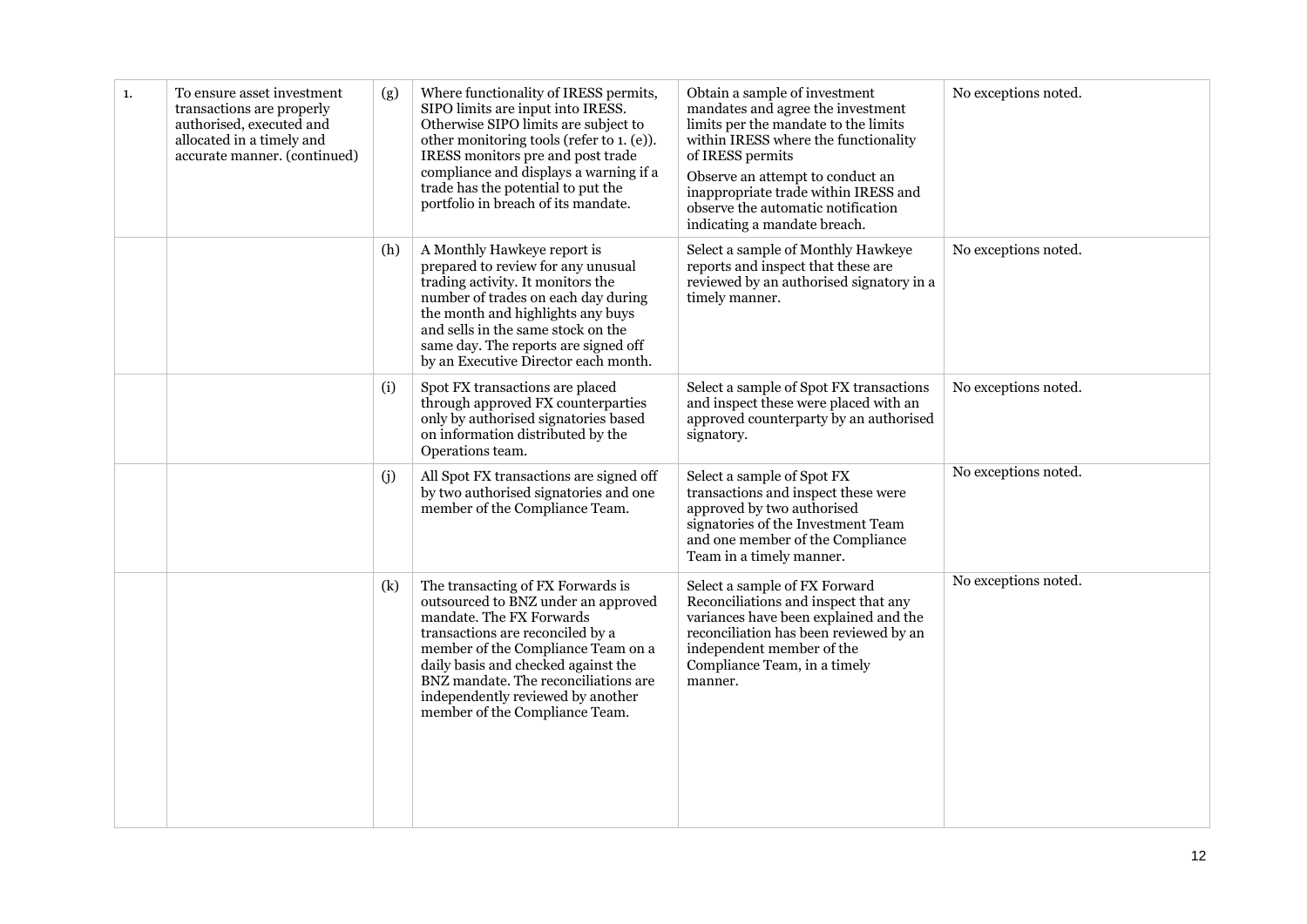| | | | | | |
|---|---|---|---|---|---|
| 1. | To ensure asset investment transactions are properly authorised, executed and allocated in a timely and accurate manner. (continued) | (g) | Where functionality of IRESS permits, SIPO limits are input into IRESS. Otherwise SIPO limits are subject to other monitoring tools (refer to 1. (e)). IRESS monitors pre and post trade compliance and displays a warning if a trade has the potential to put the portfolio in breach of its mandate. | Obtain a sample of investment mandates and agree the investment limits per the mandate to the limits within IRESS where the functionality of IRESS permits<br><br>Observe an attempt to conduct an inappropriate trade within IRESS and observe the automatic notification indicating a mandate breach. | No exceptions noted. |
| | | (h) | A Monthly Hawkeye report is prepared to review for any unusual trading activity. It monitors the number of trades on each day during the month and highlights any buys and sells in the same stock on the same day. The reports are signed off by an Executive Director each month. | Select a sample of Monthly Hawkeye reports and inspect that these are reviewed by an authorised signatory in a timely manner. | No exceptions noted. |
| | | (i) | Spot FX transactions are placed through approved FX counterparties only by authorised signatories based on information distributed by the Operations team. | Select a sample of Spot FX transactions and inspect these were placed with an approved counterparty by an authorised signatory. | No exceptions noted. |
| | | (j) | All Spot FX transactions are signed off by two authorised signatories and one member of the Compliance Team. | Select a sample of Spot FX transactions and inspect these were approved by two authorised signatories of the Investment Team and one member of the Compliance Team in a timely manner. | No exceptions noted. |
| | | (k) | The transacting of FX Forwards is outsourced to BNZ under an approved mandate. The FX Forwards transactions are reconciled by a member of the Compliance Team on a daily basis and checked against the BNZ mandate. The reconciliations are independently reviewed by another member of the Compliance Team. | Select a sample of FX Forward Reconciliations and inspect that any variances have been explained and the reconciliation has been reviewed by an independent member of the Compliance Team, in a timely manner. | No exceptions noted. |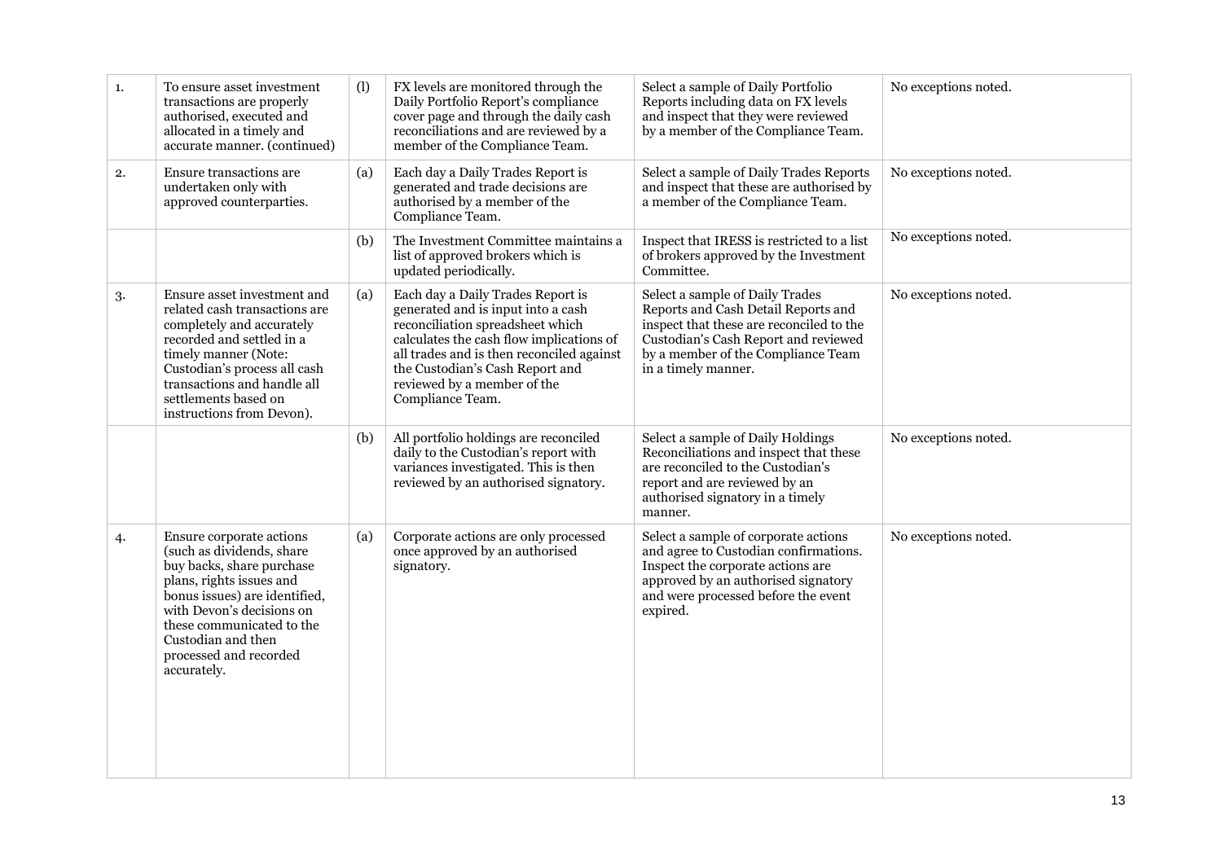| | | | | | |
|---|---|---|---|---|---|
| 1. | To ensure asset investment transactions are properly authorised, executed and allocated in a timely and accurate manner. (continued) | (l) | FX levels are monitored through the Daily Portfolio Report's compliance cover page and through the daily cash reconciliations and are reviewed by a member of the Compliance Team. | Select a sample of Daily Portfolio Reports including data on FX levels and inspect that they were reviewed by a member of the Compliance Team. | No exceptions noted. |
| 2. | Ensure transactions are undertaken only with approved counterparties. | (a) | Each day a Daily Trades Report is generated and trade decisions are authorised by a member of the Compliance Team. | Select a sample of Daily Trades Reports and inspect that these are authorised by a member of the Compliance Team. | No exceptions noted. |
| | | (b) | The Investment Committee maintains a list of approved brokers which is updated periodically. | Inspect that IRESS is restricted to a list of brokers approved by the Investment Committee. | No exceptions noted. |
| 3. | Ensure asset investment and related cash transactions are completely and accurately recorded and settled in a timely manner (Note: Custodian's process all cash transactions and handle all settlements based on instructions from Devon). | (a) | Each day a Daily Trades Report is generated and is input into a cash reconciliation spreadsheet which calculates the cash flow implications of all trades and is then reconciled against the Custodian's Cash Report and reviewed by a member of the Compliance Team. | Select a sample of Daily Trades Reports and Cash Detail Reports and inspect that these are reconciled to the Custodian's Cash Report and reviewed by a member of the Compliance Team in a timely manner. | No exceptions noted. |
| | | (b) | All portfolio holdings are reconciled daily to the Custodian's report with variances investigated. This is then reviewed by an authorised signatory. | Select a sample of Daily Holdings Reconciliations and inspect that these are reconciled to the Custodian's report and are reviewed by an authorised signatory in a timely manner. | No exceptions noted. |
| 4. | Ensure corporate actions (such as dividends, share buy backs, share purchase plans, rights issues and bonus issues) are identified, with Devon's decisions on these communicated to the Custodian and then processed and recorded accurately. | (a) | Corporate actions are only processed once approved by an authorised signatory. | Select a sample of corporate actions and agree to Custodian confirmations. Inspect the corporate actions are approved by an authorised signatory and were processed before the event expired. | No exceptions noted. |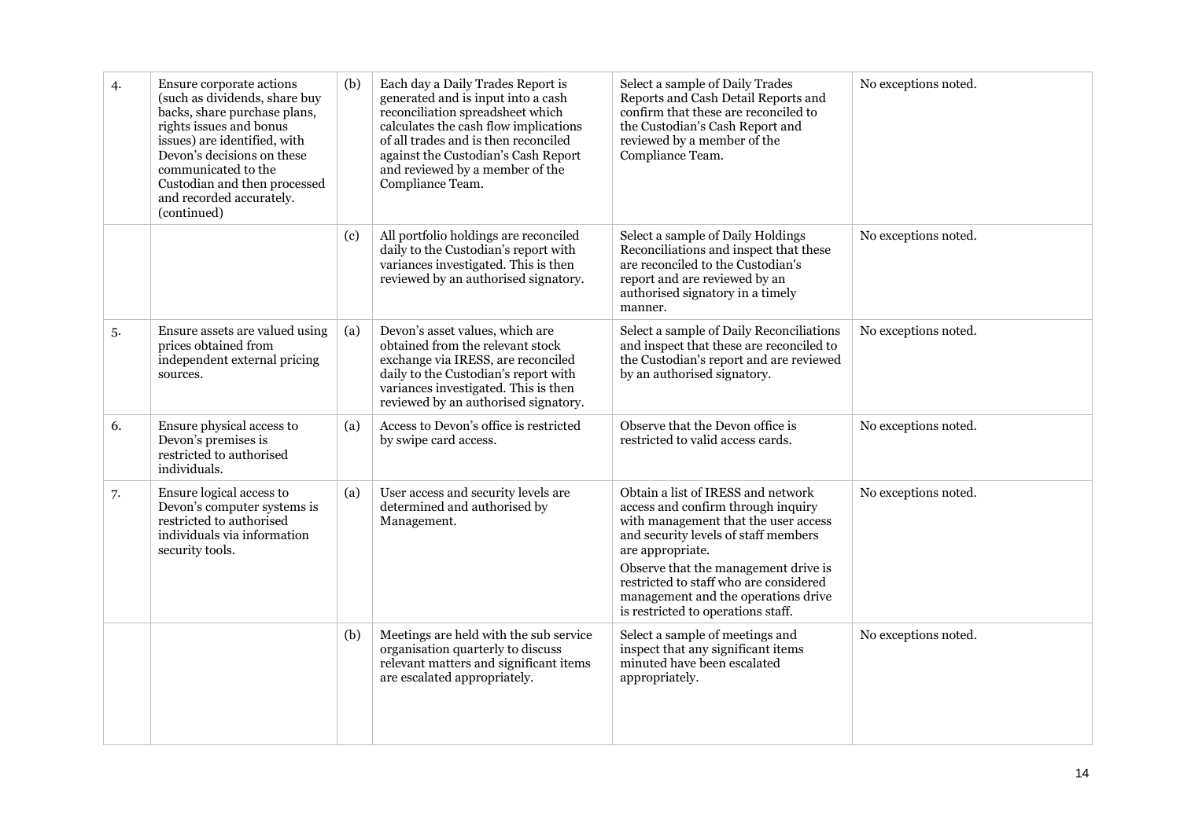| | | | | | |
|---|---|---|---|---|---|
| 4. | Ensure corporate actions (such as dividends, share buy backs, share purchase plans, rights issues and bonus issues) are identified, with Devon's decisions on these communicated to the Custodian and then processed and recorded accurately. (continued) | (b) | Each day a Daily Trades Report is generated and is input into a cash reconciliation spreadsheet which calculates the cash flow implications of all trades and is then reconciled against the Custodian's Cash Report and reviewed by a member of the Compliance Team. | Select a sample of Daily Trades Reports and Cash Detail Reports and confirm that these are reconciled to the Custodian's Cash Report and reviewed by a member of the Compliance Team. | No exceptions noted. |
| | | (c) | All portfolio holdings are reconciled daily to the Custodian's report with variances investigated. This is then reviewed by an authorised signatory. | Select a sample of Daily Holdings Reconciliations and inspect that these are reconciled to the Custodian's report and are reviewed by an authorised signatory in a timely manner. | No exceptions noted. |
| 5. | Ensure assets are valued using prices obtained from independent external pricing sources. | (a) | Devon's asset values, which are obtained from the relevant stock exchange via IRESS, are reconciled daily to the Custodian's report with variances investigated. This is then reviewed by an authorised signatory. | Select a sample of Daily Reconciliations and inspect that these are reconciled to the Custodian's report and are reviewed by an authorised signatory. | No exceptions noted. |
| 6. | Ensure physical access to Devon's premises is restricted to authorised individuals. | (a) | Access to Devon's office is restricted by swipe card access. | Observe that the Devon office is restricted to valid access cards. | No exceptions noted. |
| 7. | Ensure logical access to Devon's computer systems is restricted to authorised individuals via information security tools. | (a) | User access and security levels are determined and authorised by Management. | Obtain a list of IRESS and network access and confirm through inquiry with management that the user access and security levels of staff members are appropriate.<br><br>Observe that the management drive is restricted to staff who are considered management and the operations drive is restricted to operations staff. | No exceptions noted. |
| | | (b) | Meetings are held with the sub service organisation quarterly to discuss relevant matters and significant items are escalated appropriately. | Select a sample of meetings and inspect that any significant items minuted have been escalated appropriately. | No exceptions noted. |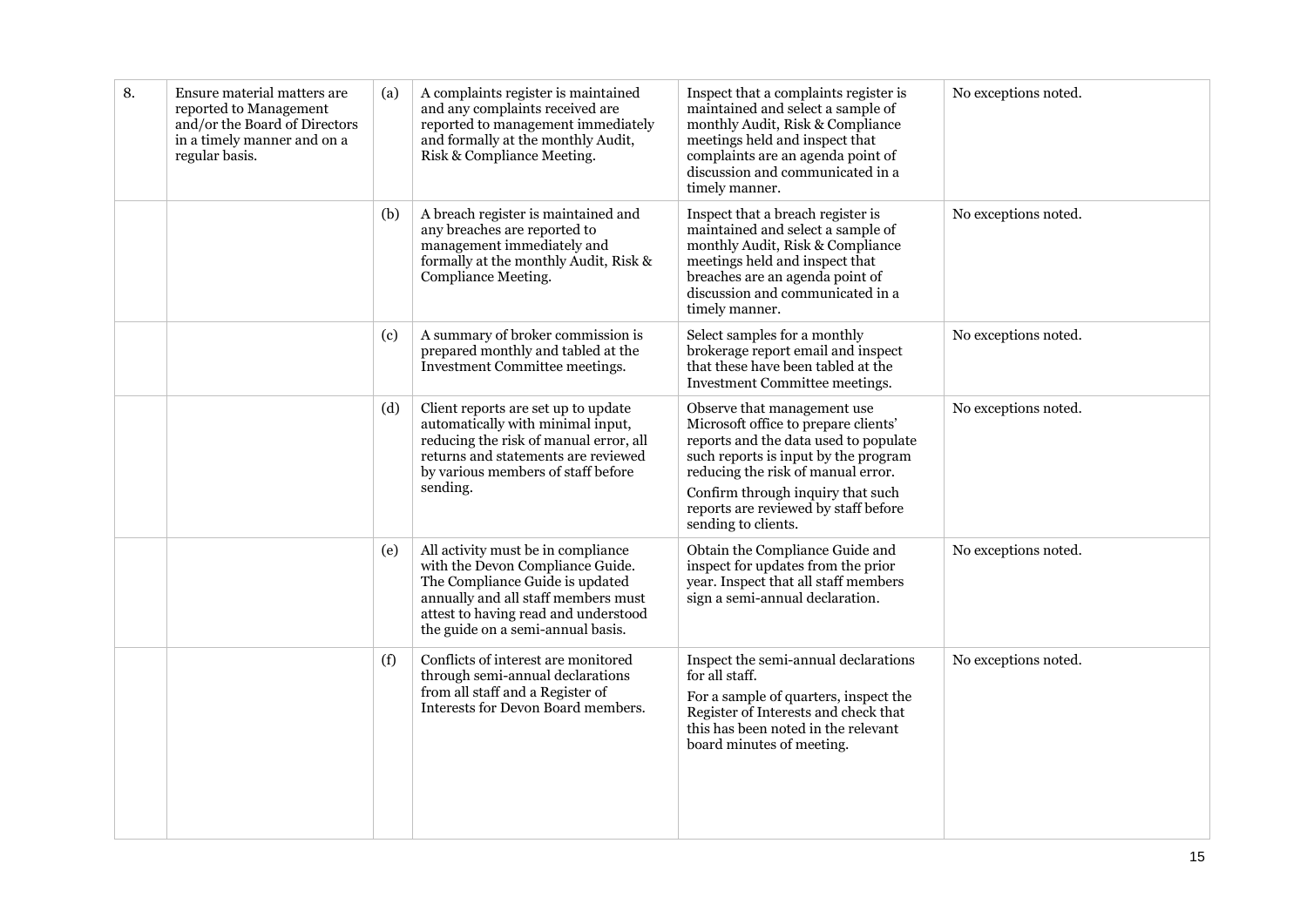| | | | | | |
|---|---|---|---|---|---|
| 8. | Ensure material matters are reported to Management and/or the Board of Directors in a timely manner and on a regular basis. | (a) | A complaints register is maintained and any complaints received are reported to management immediately and formally at the monthly Audit, Risk & Compliance Meeting. | Inspect that a complaints register is maintained and select a sample of monthly Audit, Risk & Compliance meetings held and inspect that complaints are an agenda point of discussion and communicated in a timely manner. | No exceptions noted. |
| | | (b) | A breach register is maintained and any breaches are reported to management immediately and formally at the monthly Audit, Risk & Compliance Meeting. | Inspect that a breach register is maintained and select a sample of monthly Audit, Risk & Compliance meetings held and inspect that breaches are an agenda point of discussion and communicated in a timely manner. | No exceptions noted. |
| | | (c) | A summary of broker commission is prepared monthly and tabled at the Investment Committee meetings. | Select samples for a monthly brokerage report email and inspect that these have been tabled at the Investment Committee meetings. | No exceptions noted. |
| | | (d) | Client reports are set up to update automatically with minimal input, reducing the risk of manual error, all returns and statements are reviewed by various members of staff before sending. | Observe that management use Microsoft office to prepare clients' reports and the data used to populate such reports is input by the program reducing the risk of manual error.<br><br>Confirm through inquiry that such reports are reviewed by staff before sending to clients. | No exceptions noted. |
| | | (e) | All activity must be in compliance with the Devon Compliance Guide. The Compliance Guide is updated annually and all staff members must attest to having read and understood the guide on a semi-annual basis. | Obtain the Compliance Guide and inspect for updates from the prior year. Inspect that all staff members sign a semi-annual declaration. | No exceptions noted. |
| | | (f) | Conflicts of interest are monitored through semi-annual declarations from all staff and a Register of Interests for Devon Board members. | Inspect the semi-annual declarations for all staff.<br><br>For a sample of quarters, inspect the Register of Interests and check that this has been noted in the relevant board minutes of meeting. | No exceptions noted. |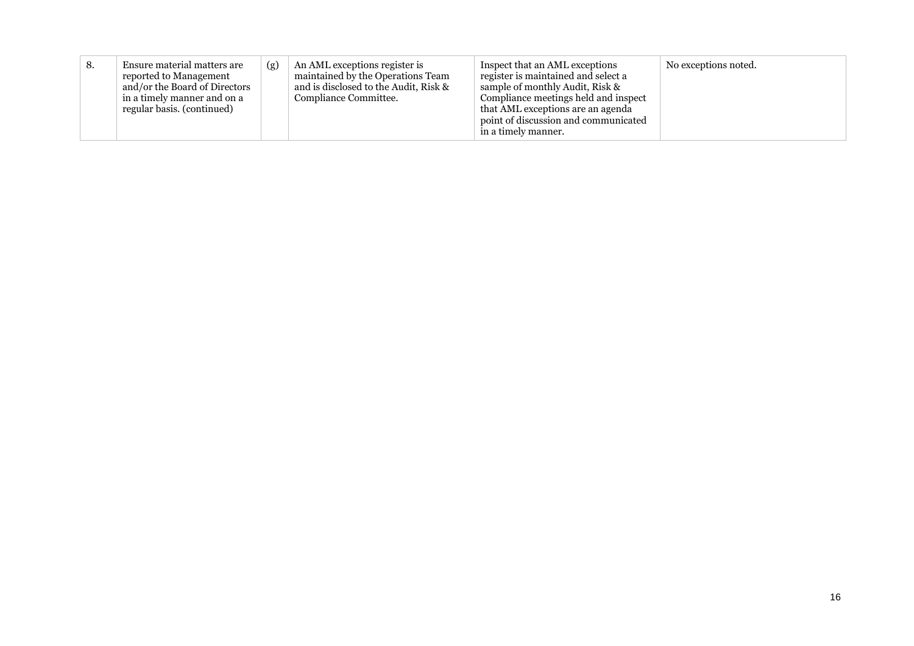| | | | | | |
|---|---|---|---|---|---|
| 8. | Ensure material matters are reported to Management and/or the Board of Directors in a timely manner and on a regular basis. (continued) | (g) | An AML exceptions register is maintained by the Operations Team and is disclosed to the Audit, Risk & Compliance Committee. | Inspect that an AML exceptions register is maintained and select a sample of monthly Audit, Risk & Compliance meetings held and inspect that AML exceptions are an agenda point of discussion and communicated in a timely manner. | No exceptions noted. |